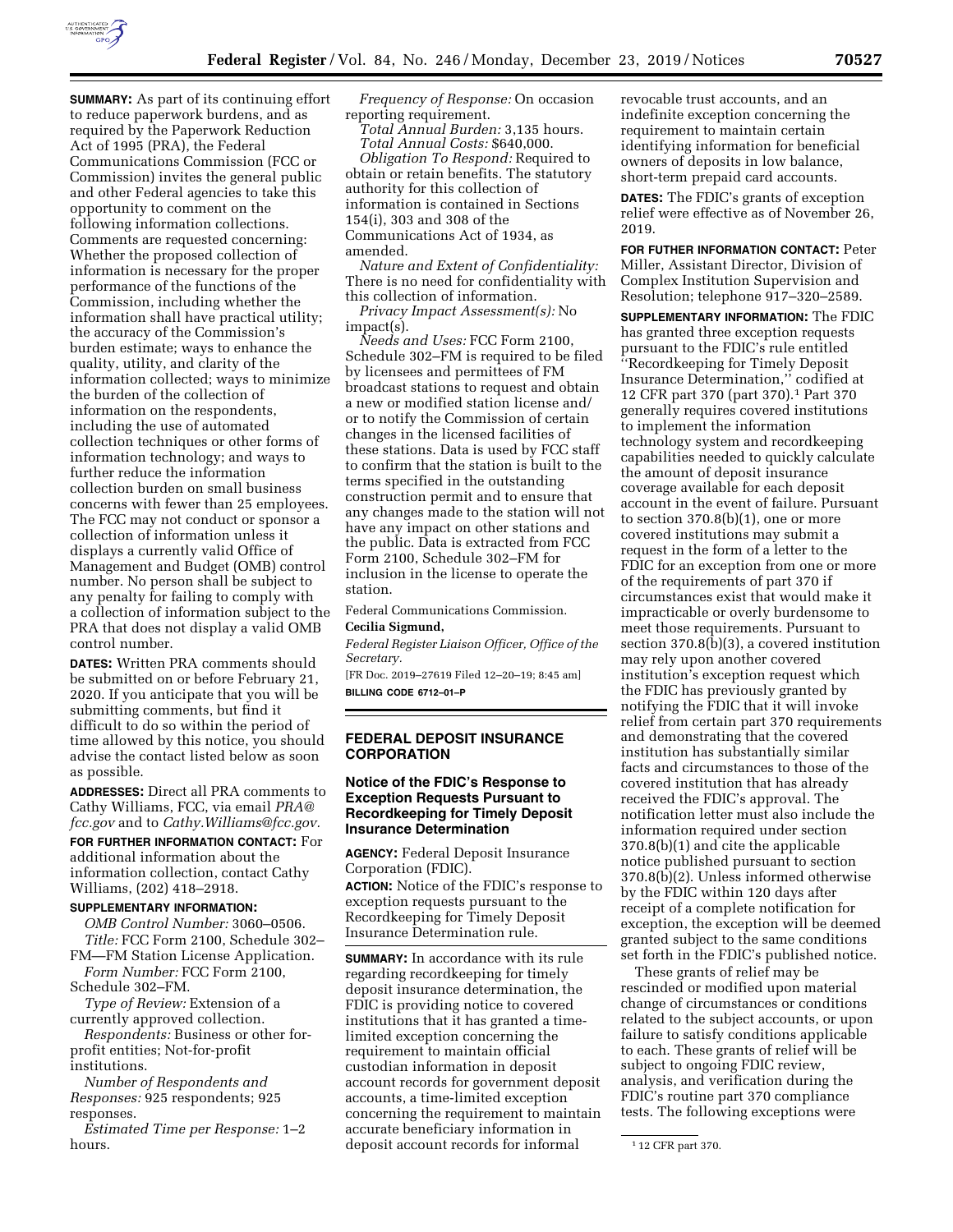**SUMMARY:** As part of its continuing effort to reduce paperwork burdens, and as required by the Paperwork Reduction Act of 1995 (PRA), the Federal Communications Commission (FCC or Commission) invites the general public and other Federal agencies to take this opportunity to comment on the following information collections. Comments are requested concerning: Whether the proposed collection of information is necessary for the proper performance of the functions of the Commission, including whether the information shall have practical utility; the accuracy of the Commission's burden estimate; ways to enhance the quality, utility, and clarity of the information collected; ways to minimize the burden of the collection of information on the respondents, including the use of automated collection techniques or other forms of information technology; and ways to further reduce the information collection burden on small business concerns with fewer than 25 employees. The FCC may not conduct or sponsor a collection of information unless it displays a currently valid Office of Management and Budget (OMB) control number. No person shall be subject to any penalty for failing to comply with a collection of information subject to the PRA that does not display a valid OMB control number.

**DATES:** Written PRA comments should be submitted on or before February 21, 2020. If you anticipate that you will be submitting comments, but find it difficult to do so within the period of time allowed by this notice, you should advise the contact listed below as soon as possible.

**ADDRESSES:** Direct all PRA comments to Cathy Williams, FCC, via email *PRA@fcc.gov* and to *Cathy.Williams@fcc.gov.*

**FOR FURTHER INFORMATION CONTACT:** For additional information about the information collection, contact Cathy Williams, (202) 418–2918.

**SUPPLEMENTARY INFORMATION:**

*OMB Control Number:* 3060–0506.

*Title:* FCC Form 2100, Schedule 302–FM—FM Station License Application.

*Form Number:* FCC Form 2100, Schedule 302–FM.

*Type of Review:* Extension of a currently approved collection.

*Respondents:* Business or other for-profit entities; Not-for-profit institutions.

*Number of Respondents and Responses:* 925 respondents; 925 responses.

*Estimated Time per Response:* 1–2 hours.

*Frequency of Response:* On occasion reporting requirement.

*Total Annual Burden:* 3,135 hours.

*Total Annual Costs:* $640,000.

*Obligation To Respond:* Required to obtain or retain benefits. The statutory authority for this collection of information is contained in Sections 154(i), 303 and 308 of the Communications Act of 1934, as amended.

*Nature and Extent of Confidentiality:* There is no need for confidentiality with this collection of information.

*Privacy Impact Assessment(s):* No impact(s).

*Needs and Uses:* FCC Form 2100, Schedule 302–FM is required to be filed by licensees and permittees of FM broadcast stations to request and obtain a new or modified station license and/or to notify the Commission of certain changes in the licensed facilities of these stations. Data is used by FCC staff to confirm that the station is built to the terms specified in the outstanding construction permit and to ensure that any changes made to the station will not have any impact on other stations and the public. Data is extracted from FCC Form 2100, Schedule 302–FM for inclusion in the license to operate the station.

Federal Communications Commission.

**Cecilia Sigmund,**

*Federal Register Liaison Officer, Office of the Secretary.*

[FR Doc. 2019–27619 Filed 12–20–19; 8:45 am]

**BILLING CODE 6712–01–P**

## FEDERAL DEPOSIT INSURANCE CORPORATION

### Notice of the FDIC's Response to Exception Requests Pursuant to Recordkeeping for Timely Deposit Insurance Determination

**AGENCY:** Federal Deposit Insurance Corporation (FDIC).

**ACTION:** Notice of the FDIC's response to exception requests pursuant to the Recordkeeping for Timely Deposit Insurance Determination rule.

**SUMMARY:** In accordance with its rule regarding recordkeeping for timely deposit insurance determination, the FDIC is providing notice to covered institutions that it has granted a time-limited exception concerning the requirement to maintain official custodian information in deposit account records for government deposit accounts, a time-limited exception concerning the requirement to maintain accurate beneficiary information in deposit account records for informal revocable trust accounts, and an indefinite exception concerning the requirement to maintain certain identifying information for beneficial owners of deposits in low balance, short-term prepaid card accounts.

**DATES:** The FDIC's grants of exception relief were effective as of November 26, 2019.

**FOR FUTHER INFORMATION CONTACT:** Peter Miller, Assistant Director, Division of Complex Institution Supervision and Resolution; telephone 917–320–2589.

**SUPPLEMENTARY INFORMATION:** The FDIC has granted three exception requests pursuant to the FDIC's rule entitled "Recordkeeping for Timely Deposit Insurance Determination," codified at 12 CFR part 370 (part 370).[1] Part 370 generally requires covered institutions to implement the information technology system and recordkeeping capabilities needed to quickly calculate the amount of deposit insurance coverage available for each deposit account in the event of failure. Pursuant to section 370.8(b)(1), one or more covered institutions may submit a request in the form of a letter to the FDIC for an exception from one or more of the requirements of part 370 if circumstances exist that would make it impracticable or overly burdensome to meet those requirements. Pursuant to section 370.8(b)(3), a covered institution may rely upon another covered institution's exception request which the FDIC has previously granted by notifying the FDIC that it will invoke relief from certain part 370 requirements and demonstrating that the covered institution has substantially similar facts and circumstances to those of the covered institution that has already received the FDIC's approval. The notification letter must also include the information required under section 370.8(b)(1) and cite the applicable notice published pursuant to section 370.8(b)(2). Unless informed otherwise by the FDIC within 120 days after receipt of a complete notification for exception, the exception will be deemed granted subject to the same conditions set forth in the FDIC's published notice.

These grants of relief may be rescinded or modified upon material change of circumstances or conditions related to the subject accounts, or upon failure to satisfy conditions applicable to each. These grants of relief will be subject to ongoing FDIC review, analysis, and verification during the FDIC's routine part 370 compliance tests. The following exceptions were

[1] 12 CFR part 370.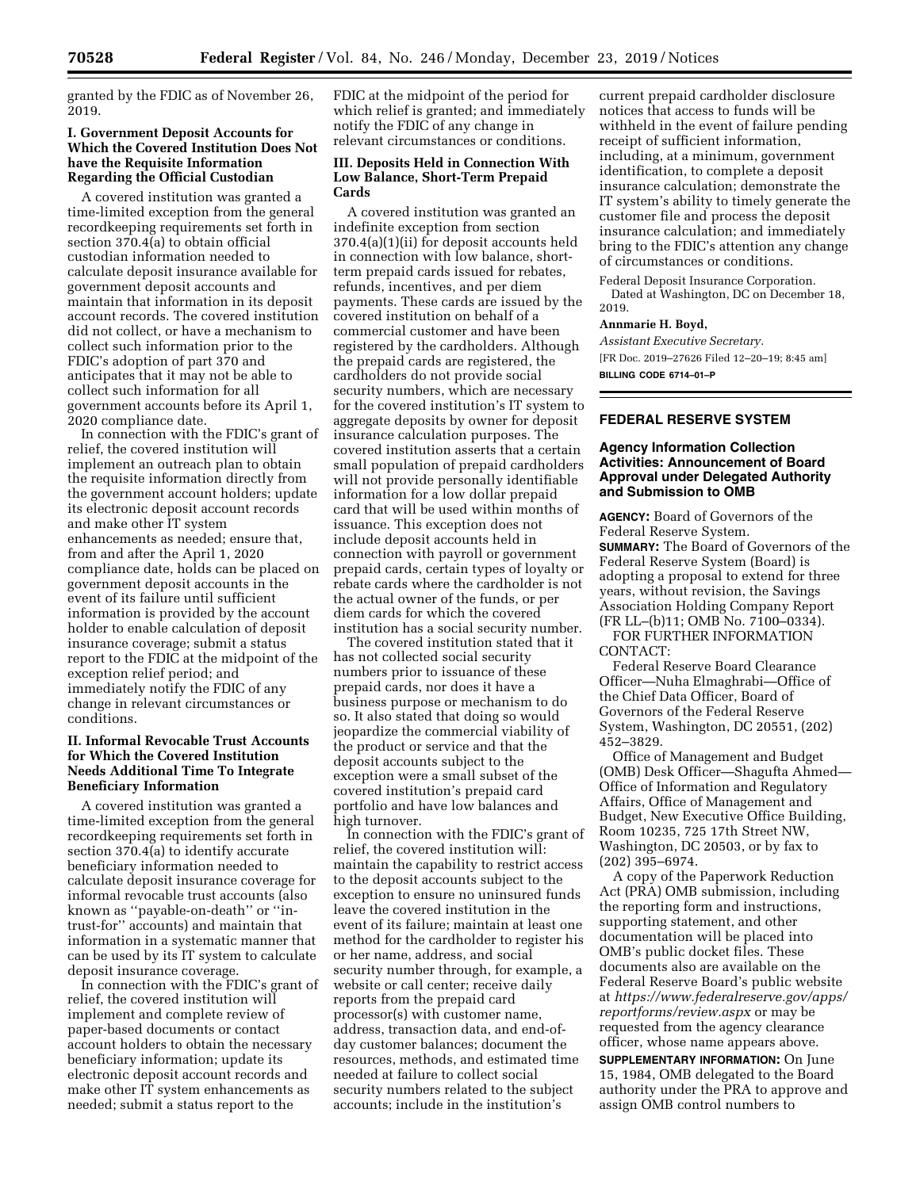granted by the FDIC as of November 26, 2019.

### I. Government Deposit Accounts for Which the Covered Institution Does Not have the Requisite Information Regarding the Official Custodian

A covered institution was granted a time-limited exception from the general recordkeeping requirements set forth in section 370.4(a) to obtain official custodian information needed to calculate deposit insurance available for government deposit accounts and maintain that information in its deposit account records. The covered institution did not collect, or have a mechanism to collect such information prior to the FDIC's adoption of part 370 and anticipates that it may not be able to collect such information for all government accounts before its April 1, 2020 compliance date.

In connection with the FDIC's grant of relief, the covered institution will implement an outreach plan to obtain the requisite information directly from the government account holders; update its electronic deposit account records and make other IT system enhancements as needed; ensure that, from and after the April 1, 2020 compliance date, holds can be placed on government deposit accounts in the event of its failure until sufficient information is provided by the account holder to enable calculation of deposit insurance coverage; submit a status report to the FDIC at the midpoint of the exception relief period; and immediately notify the FDIC of any change in relevant circumstances or conditions.

### II. Informal Revocable Trust Accounts for Which the Covered Institution Needs Additional Time To Integrate Beneficiary Information

A covered institution was granted a time-limited exception from the general recordkeeping requirements set forth in section 370.4(a) to identify accurate beneficiary information needed to calculate deposit insurance coverage for informal revocable trust accounts (also known as ''payable-on-death'' or ''in-trust-for'' accounts) and maintain that information in a systematic manner that can be used by its IT system to calculate deposit insurance coverage.

In connection with the FDIC's grant of relief, the covered institution will implement and complete review of paper-based documents or contact account holders to obtain the necessary beneficiary information; update its electronic deposit account records and make other IT system enhancements as needed; submit a status report to the FDIC at the midpoint of the period for which relief is granted; and immediately notify the FDIC of any change in relevant circumstances or conditions.

### III. Deposits Held in Connection With Low Balance, Short-Term Prepaid Cards

A covered institution was granted an indefinite exception from section 370.4(a)(1)(ii) for deposit accounts held in connection with low balance, short-term prepaid cards issued for rebates, refunds, incentives, and per diem payments. These cards are issued by the covered institution on behalf of a commercial customer and have been registered by the cardholders. Although the prepaid cards are registered, the cardholders do not provide social security numbers, which are necessary for the covered institution's IT system to aggregate deposits by owner for deposit insurance calculation purposes. The covered institution asserts that a certain small population of prepaid cardholders will not provide personally identifiable information for a low dollar prepaid card that will be used within months of issuance. This exception does not include deposit accounts held in connection with payroll or government prepaid cards, certain types of loyalty or rebate cards where the cardholder is not the actual owner of the funds, or per diem cards for which the covered institution has a social security number.

The covered institution stated that it has not collected social security numbers prior to issuance of these prepaid cards, nor does it have a business purpose or mechanism to do so. It also stated that doing so would jeopardize the commercial viability of the product or service and that the deposit accounts subject to the exception were a small subset of the covered institution's prepaid card portfolio and have low balances and high turnover.

In connection with the FDIC's grant of relief, the covered institution will: maintain the capability to restrict access to the deposit accounts subject to the exception to ensure no uninsured funds leave the covered institution in the event of its failure; maintain at least one method for the cardholder to register his or her name, address, and social security number through, for example, a website or call center; receive daily reports from the prepaid card processor(s) with customer name, address, transaction data, and end-of-day customer balances; document the resources, methods, and estimated time needed at failure to collect social security numbers related to the subject accounts; include in the institution's current prepaid cardholder disclosure notices that access to funds will be withheld in the event of failure pending receipt of sufficient information, including, at a minimum, government identification, to complete a deposit insurance calculation; demonstrate the IT system's ability to timely generate the customer file and process the deposit insurance calculation; and immediately bring to the FDIC's attention any change of circumstances or conditions.

Federal Deposit Insurance Corporation.

Dated at Washington, DC on December 18, 2019.

**Annmarie H. Boyd,**

*Assistant Executive Secretary.*

[FR Doc. 2019–27626 Filed 12–20–19; 8:45 am]

**BILLING CODE 6714–01–P**

## FEDERAL RESERVE SYSTEM

### Agency Information Collection Activities: Announcement of Board Approval under Delegated Authority and Submission to OMB

**AGENCY:** Board of Governors of the Federal Reserve System.

**SUMMARY:** The Board of Governors of the Federal Reserve System (Board) is adopting a proposal to extend for three years, without revision, the Savings Association Holding Company Report (FR LL–(b)11; OMB No. 7100–0334).

FOR FURTHER INFORMATION CONTACT:

Federal Reserve Board Clearance Officer—Nuha Elmaghrabi—Office of the Chief Data Officer, Board of Governors of the Federal Reserve System, Washington, DC 20551, (202) 452–3829.

Office of Management and Budget (OMB) Desk Officer—Shagufta Ahmed—Office of Information and Regulatory Affairs, Office of Management and Budget, New Executive Office Building, Room 10235, 725 17th Street NW, Washington, DC 20503, or by fax to (202) 395–6974.

A copy of the Paperwork Reduction Act (PRA) OMB submission, including the reporting form and instructions, supporting statement, and other documentation will be placed into OMB's public docket files. These documents also are available on the Federal Reserve Board's public website at *https://www.federalreserve.gov/apps/reportforms/review.aspx* or may be requested from the agency clearance officer, whose name appears above.

**SUPPLEMENTARY INFORMATION:** On June 15, 1984, OMB delegated to the Board authority under the PRA to approve and assign OMB control numbers to